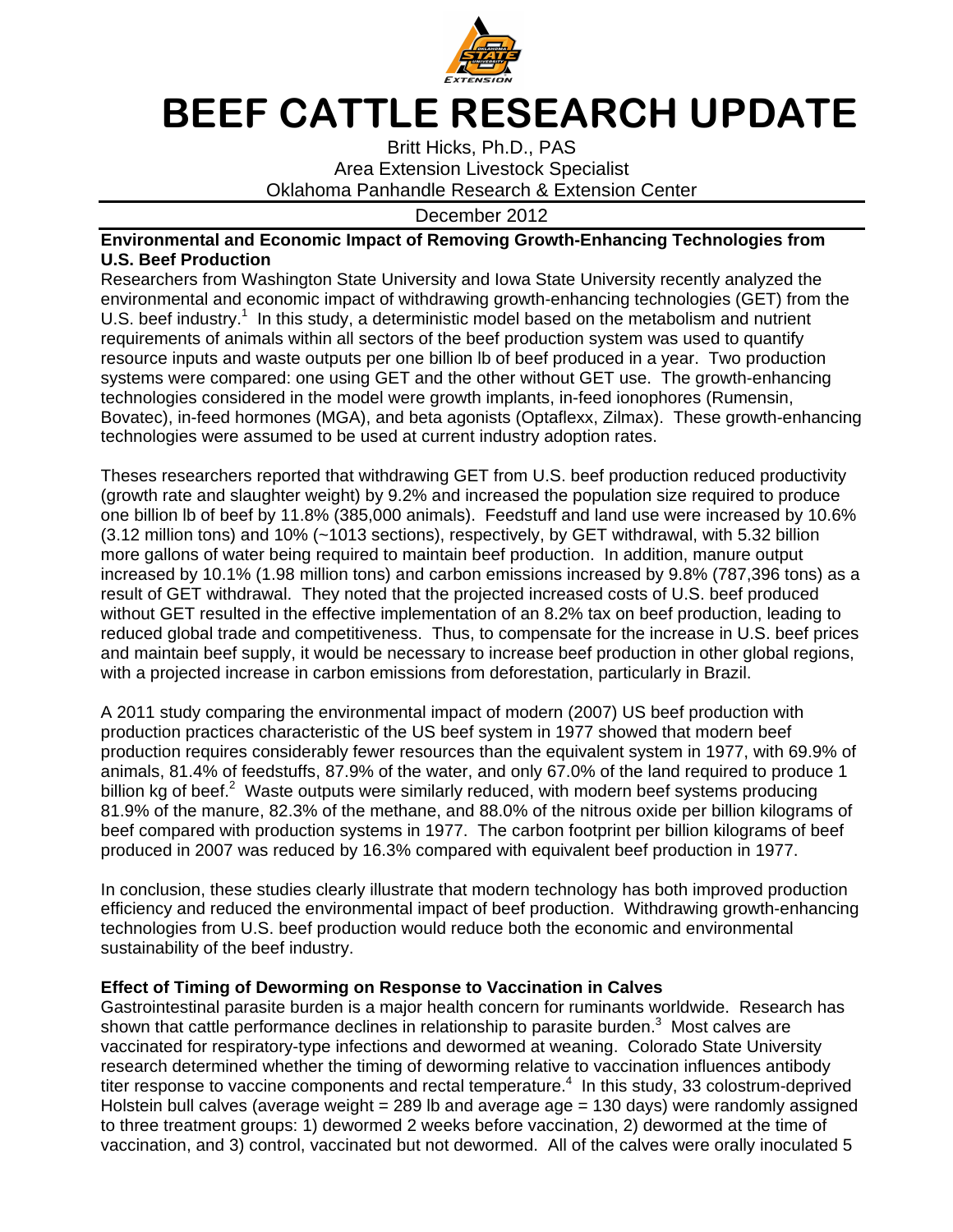# BEEF CATTLE RESEARCH UPDATE

Britt Hicks, Ph.D., PAS
Area Extension Livestock Specialist
Oklahoma Panhandle Research & Extension Center

December 2012

**Environmental and Economic Impact of Removing Growth-Enhancing Technologies from U.S. Beef Production**

Researchers from Washington State University and Iowa State University recently analyzed the environmental and economic impact of withdrawing growth-enhancing technologies (GET) from the U.S. beef industry.[1] In this study, a deterministic model based on the metabolism and nutrient requirements of animals within all sectors of the beef production system was used to quantify resource inputs and waste outputs per one billion lb of beef produced in a year. Two production systems were compared: one using GET and the other without GET use. The growth-enhancing technologies considered in the model were growth implants, in-feed ionophores (Rumensin, Bovatec), in-feed hormones (MGA), and beta agonists (Optaflexx, Zilmax). These growth-enhancing technologies were assumed to be used at current industry adoption rates.

Theses researchers reported that withdrawing GET from U.S. beef production reduced productivity (growth rate and slaughter weight) by 9.2% and increased the population size required to produce one billion lb of beef by 11.8% (385,000 animals). Feedstuff and land use were increased by 10.6% (3.12 million tons) and 10% (~1013 sections), respectively, by GET withdrawal, with 5.32 billion more gallons of water being required to maintain beef production. In addition, manure output increased by 10.1% (1.98 million tons) and carbon emissions increased by 9.8% (787,396 tons) as a result of GET withdrawal. They noted that the projected increased costs of U.S. beef produced without GET resulted in the effective implementation of an 8.2% tax on beef production, leading to reduced global trade and competitiveness. Thus, to compensate for the increase in U.S. beef prices and maintain beef supply, it would be necessary to increase beef production in other global regions, with a projected increase in carbon emissions from deforestation, particularly in Brazil.

A 2011 study comparing the environmental impact of modern (2007) US beef production with production practices characteristic of the US beef system in 1977 showed that modern beef production requires considerably fewer resources than the equivalent system in 1977, with 69.9% of animals, 81.4% of feedstuffs, 87.9% of the water, and only 67.0% of the land required to produce 1 billion kg of beef.[2] Waste outputs were similarly reduced, with modern beef systems producing 81.9% of the manure, 82.3% of the methane, and 88.0% of the nitrous oxide per billion kilograms of beef compared with production systems in 1977. The carbon footprint per billion kilograms of beef produced in 2007 was reduced by 16.3% compared with equivalent beef production in 1977.

In conclusion, these studies clearly illustrate that modern technology has both improved production efficiency and reduced the environmental impact of beef production. Withdrawing growth-enhancing technologies from U.S. beef production would reduce both the economic and environmental sustainability of the beef industry.

**Effect of Timing of Deworming on Response to Vaccination in Calves**

Gastrointestinal parasite burden is a major health concern for ruminants worldwide. Research has shown that cattle performance declines in relationship to parasite burden.[3] Most calves are vaccinated for respiratory-type infections and dewormed at weaning. Colorado State University research determined whether the timing of deworming relative to vaccination influences antibody titer response to vaccine components and rectal temperature.[4] In this study, 33 colostrum-deprived Holstein bull calves (average weight = 289 lb and average age = 130 days) were randomly assigned to three treatment groups: 1) dewormed 2 weeks before vaccination, 2) dewormed at the time of vaccination, and 3) control, vaccinated but not dewormed. All of the calves were orally inoculated 5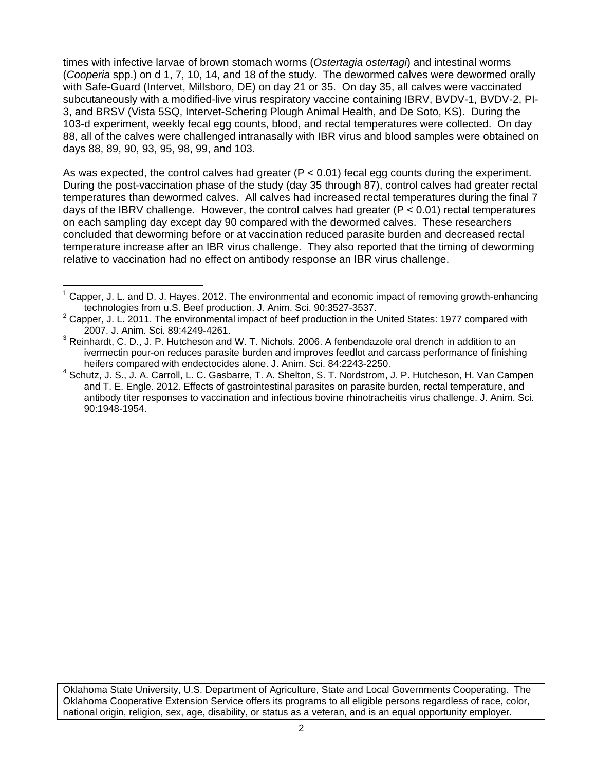times with infective larvae of brown stomach worms (*Ostertagia ostertagi*) and intestinal worms (*Cooperia* spp.) on d 1, 7, 10, 14, and 18 of the study. The dewormed calves were dewormed orally with Safe-Guard (Intervet, Millsboro, DE) on day 21 or 35. On day 35, all calves were vaccinated subcutaneously with a modified-live virus respiratory vaccine containing IBRV, BVDV-1, BVDV-2, PI-3, and BRSV (Vista 5SQ, Intervet-Schering Plough Animal Health, and De Soto, KS). During the 103-d experiment, weekly fecal egg counts, blood, and rectal temperatures were collected. On day 88, all of the calves were challenged intranasally with IBR virus and blood samples were obtained on days 88, 89, 90, 93, 95, 98, 99, and 103.

As was expected, the control calves had greater ($P < 0.01$) fecal egg counts during the experiment. During the post-vaccination phase of the study (day 35 through 87), control calves had greater rectal temperatures than dewormed calves. All calves had increased rectal temperatures during the final 7 days of the IBRV challenge. However, the control calves had greater ($P < 0.01$) rectal temperatures on each sampling day except day 90 compared with the dewormed calves. These researchers concluded that deworming before or at vaccination reduced parasite burden and decreased rectal temperature increase after an IBR virus challenge. They also reported that the timing of deworming relative to vaccination had no effect on antibody response an IBR virus challenge.

---

[1] Capper, J. L. and D. J. Hayes. 2012. The environmental and economic impact of removing growth-enhancing technologies from u.S. Beef production. J. Anim. Sci. 90:3527-3537.

[2] Capper, J. L. 2011. The environmental impact of beef production in the United States: 1977 compared with 2007. J. Anim. Sci. 89:4249-4261.

[3] Reinhardt, C. D., J. P. Hutcheson and W. T. Nichols. 2006. A fenbendazole oral drench in addition to an ivermectin pour-on reduces parasite burden and improves feedlot and carcass performance of finishing heifers compared with endectocides alone. J. Anim. Sci. 84:2243-2250.

[4] Schutz, J. S., J. A. Carroll, L. C. Gasbarre, T. A. Shelton, S. T. Nordstrom, J. P. Hutcheson, H. Van Campen and T. E. Engle. 2012. Effects of gastrointestinal parasites on parasite burden, rectal temperature, and antibody titer responses to vaccination and infectious bovine rhinotracheitis virus challenge. J. Anim. Sci. 90:1948-1954.

Oklahoma State University, U.S. Department of Agriculture, State and Local Governments Cooperating. The Oklahoma Cooperative Extension Service offers its programs to all eligible persons regardless of race, color, national origin, religion, sex, age, disability, or status as a veteran, and is an equal opportunity employer.